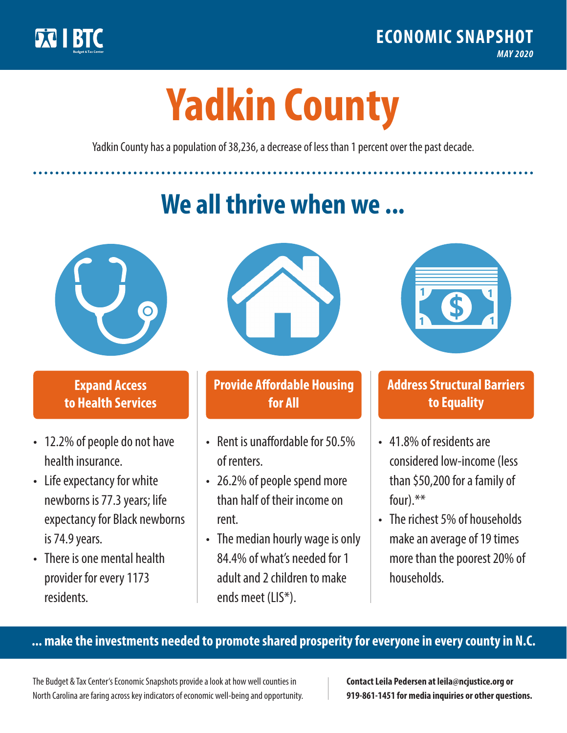BTC Budget & Tax Center

**ECONOMIC SNAPSHOT**
*MAY 2020*

# Yadkin County

Yadkin County has a population of 38,236, a decrease of less than 1 percent over the past decade.

## We all thrive when we ...

### Expand Access to Health Services

- 12.2% of people do not have health insurance.
- Life expectancy for white newborns is 77.3 years; life expectancy for Black newborns is 74.9 years.
- There is one mental health provider for every 1173 residents.

### Provide Affordable Housing for All

- Rent is unaffordable for 50.5% of renters.
- 26.2% of people spend more than half of their income on rent.
- The median hourly wage is only 84.4% of what's needed for 1 adult and 2 children to make ends meet (LIS*).

### Address Structural Barriers to Equality

- 41.8% of residents are considered low-income (less than $50,200 for a family of four).**
- The richest 5% of households make an average of 19 times more than the poorest 20% of households.

**... make the investments needed to promote shared prosperity for everyone in every county in N.C.**

The Budget & Tax Center's Economic Snapshots provide a look at how well counties in North Carolina are faring across key indicators of economic well-being and opportunity.

**Contact Leila Pedersen at leila@ncjustice.org or 919-861-1451 for media inquiries or other questions.**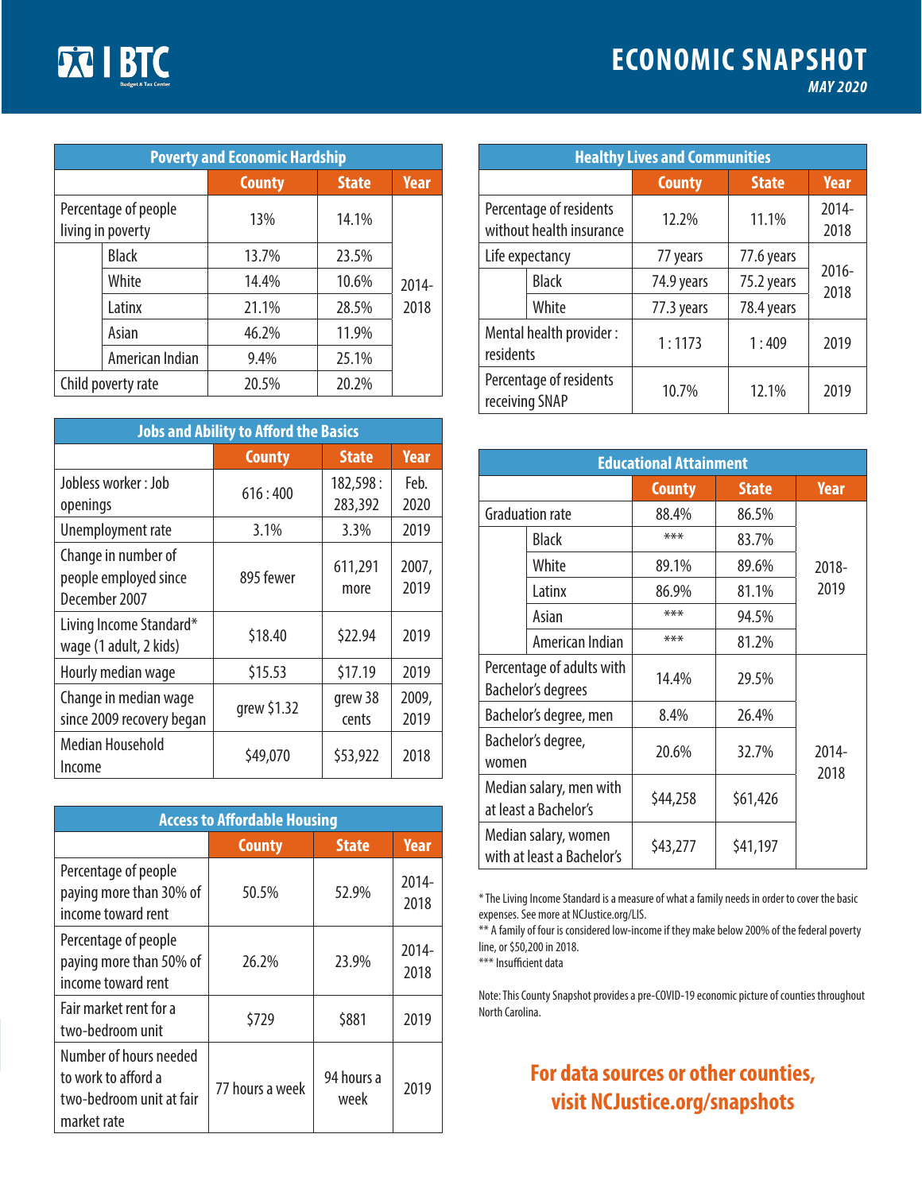# ECONOMIC SNAPSHOT

*MAY 2020*

| Poverty and Economic Hardship | | County | State | Year |
|---|---|---|---|---|
| Percentage of people living in poverty | | 13% | 14.1% | 2014-2018 |
| | Black | 13.7% | 23.5% | |
| | White | 14.4% | 10.6% | |
| | Latinx | 21.1% | 28.5% | |
| | Asian | 46.2% | 11.9% | |
| | American Indian | 9.4% | 25.1% | |
| Child poverty rate | | 20.5% | 20.2% | |

| Jobs and Ability to Afford the Basics | County | State | Year |
|---|---|---|---|
| Jobless worker : Job openings | 616 : 400 | 182,598 : 283,392 | Feb. 2020 |
| Unemployment rate | 3.1% | 3.3% | 2019 |
| Change in number of people employed since December 2007 | 895 fewer | 611,291 more | 2007, 2019 |
| Living Income Standard* wage (1 adult, 2 kids) | $18.40 | $22.94 | 2019 |
| Hourly median wage | $15.53 | $17.19 | 2019 |
| Change in median wage since 2009 recovery began | grew $1.32 | grew 38 cents | 2009, 2019 |
| Median Household Income | $49,070 | $53,922 | 2018 |

| Access to Affordable Housing | County | State | Year |
|---|---|---|---|
| Percentage of people paying more than 30% of income toward rent | 50.5% | 52.9% | 2014-2018 |
| Percentage of people paying more than 50% of income toward rent | 26.2% | 23.9% | 2014-2018 |
| Fair market rent for a two-bedroom unit | $729 | $881 | 2019 |
| Number of hours needed to work to afford a two-bedroom unit at fair market rate | 77 hours a week | 94 hours a week | 2019 |

| Healthy Lives and Communities | | County | State | Year |
|---|---|---|---|---|
| Percentage of residents without health insurance | | 12.2% | 11.1% | 2014-2018 |
| Life expectancy | | 77 years | 77.6 years | 2016-2018 |
| | Black | 74.9 years | 75.2 years | |
| | White | 77.3 years | 78.4 years | |
| Mental health provider : residents | | 1 : 1173 | 1 : 409 | 2019 |
| Percentage of residents receiving SNAP | | 10.7% | 12.1% | 2019 |

| Educational Attainment | | County | State | Year |
|---|---|---|---|---|
| Graduation rate | | 88.4% | 86.5% | 2018-2019 |
| | Black | *** | 83.7% | |
| | White | 89.1% | 89.6% | |
| | Latinx | 86.9% | 81.1% | |
| | Asian | *** | 94.5% | |
| | American Indian | *** | 81.2% | |
| Percentage of adults with Bachelor's degrees | | 14.4% | 29.5% | 2014-2018 |
| Bachelor's degree, men | | 8.4% | 26.4% | |
| Bachelor's degree, women | | 20.6% | 32.7% | |
| Median salary, men with at least a Bachelor's | | $44,258 | $61,426 | |
| Median salary, women with at least a Bachelor's | | $43,277 | $41,197 | |

* The Living Income Standard is a measure of what a family needs in order to cover the basic expenses. See more at NCJustice.org/LIS.

** A family of four is considered low-income if they make below 200% of the federal poverty line, or $50,200 in 2018.

*** Insufficient data

Note: This County Snapshot provides a pre-COVID-19 economic picture of counties throughout North Carolina.

**For data sources or other counties, visit NCJustice.org/snapshots**